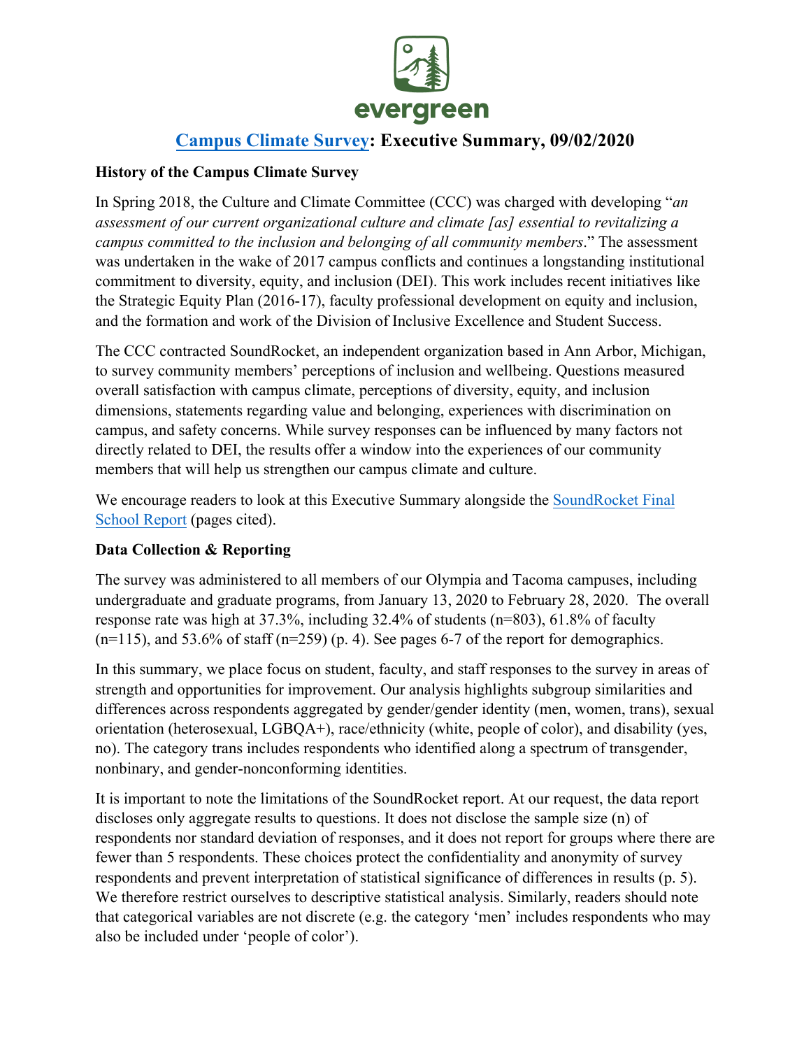# Campus Climate Survey: Executive Summary, 09/02/2020

### History of the Campus Climate Survey

In Spring 2018, the Culture and Climate Committee (CCC) was charged with developing "*an assessment of our current organizational culture and climate [as] essential to revitalizing a campus committed to the inclusion and belonging of all community members*." The assessment was undertaken in the wake of 2017 campus conflicts and continues a longstanding institutional commitment to diversity, equity, and inclusion (DEI). This work includes recent initiatives like the Strategic Equity Plan (2016-17), faculty professional development on equity and inclusion, and the formation and work of the Division of Inclusive Excellence and Student Success.

The CCC contracted SoundRocket, an independent organization based in Ann Arbor, Michigan, to survey community members' perceptions of inclusion and wellbeing. Questions measured overall satisfaction with campus climate, perceptions of diversity, equity, and inclusion dimensions, statements regarding value and belonging, experiences with discrimination on campus, and safety concerns. While survey responses can be influenced by many factors not directly related to DEI, the results offer a window into the experiences of our community members that will help us strengthen our campus climate and culture.

We encourage readers to look at this Executive Summary alongside the SoundRocket Final School Report (pages cited).

### Data Collection & Reporting

The survey was administered to all members of our Olympia and Tacoma campuses, including undergraduate and graduate programs, from January 13, 2020 to February 28, 2020. The overall response rate was high at 37.3%, including 32.4% of students (n=803), 61.8% of faculty (n=115), and 53.6% of staff (n=259) (p. 4). See pages 6-7 of the report for demographics.

In this summary, we place focus on student, faculty, and staff responses to the survey in areas of strength and opportunities for improvement. Our analysis highlights subgroup similarities and differences across respondents aggregated by gender/gender identity (men, women, trans), sexual orientation (heterosexual, LGBQA+), race/ethnicity (white, people of color), and disability (yes, no). The category trans includes respondents who identified along a spectrum of transgender, nonbinary, and gender-nonconforming identities.

It is important to note the limitations of the SoundRocket report. At our request, the data report discloses only aggregate results to questions. It does not disclose the sample size (n) of respondents nor standard deviation of responses, and it does not report for groups where there are fewer than 5 respondents. These choices protect the confidentiality and anonymity of survey respondents and prevent interpretation of statistical significance of differences in results (p. 5). We therefore restrict ourselves to descriptive statistical analysis. Similarly, readers should note that categorical variables are not discrete (e.g. the category 'men' includes respondents who may also be included under 'people of color').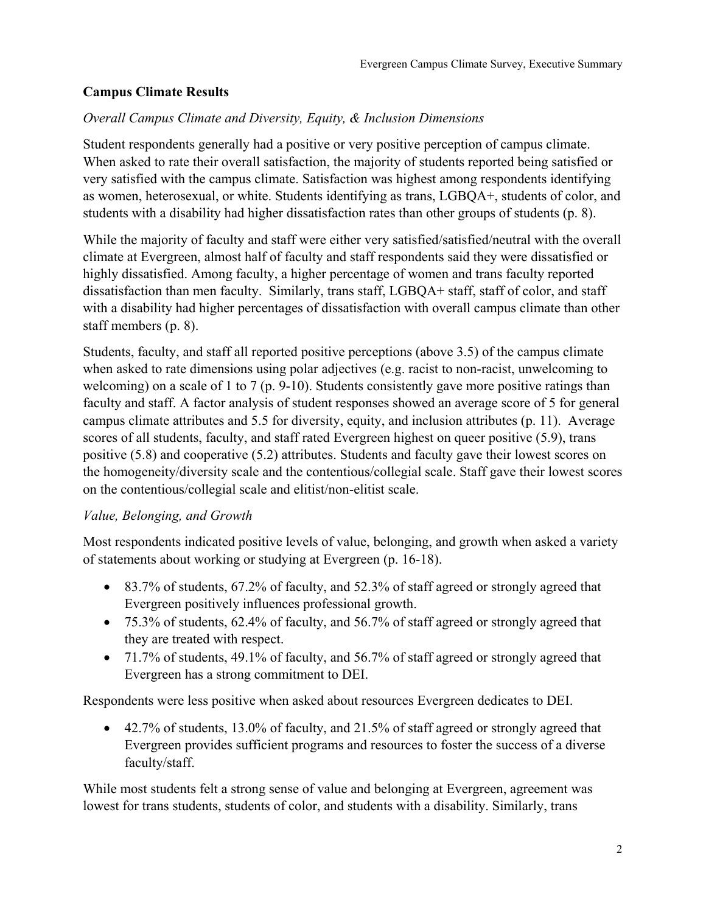## Campus Climate Results

*Overall Campus Climate and Diversity, Equity, & Inclusion Dimensions*

Student respondents generally had a positive or very positive perception of campus climate. When asked to rate their overall satisfaction, the majority of students reported being satisfied or very satisfied with the campus climate. Satisfaction was highest among respondents identifying as women, heterosexual, or white. Students identifying as trans, LGBQA+, students of color, and students with a disability had higher dissatisfaction rates than other groups of students (p. 8).

While the majority of faculty and staff were either very satisfied/satisfied/neutral with the overall climate at Evergreen, almost half of faculty and staff respondents said they were dissatisfied or highly dissatisfied. Among faculty, a higher percentage of women and trans faculty reported dissatisfaction than men faculty. Similarly, trans staff, LGBQA+ staff, staff of color, and staff with a disability had higher percentages of dissatisfaction with overall campus climate than other staff members (p. 8).

Students, faculty, and staff all reported positive perceptions (above 3.5) of the campus climate when asked to rate dimensions using polar adjectives (e.g. racist to non-racist, unwelcoming to welcoming) on a scale of 1 to 7 (p. 9-10). Students consistently gave more positive ratings than faculty and staff. A factor analysis of student responses showed an average score of 5 for general campus climate attributes and 5.5 for diversity, equity, and inclusion attributes (p. 11). Average scores of all students, faculty, and staff rated Evergreen highest on queer positive (5.9), trans positive (5.8) and cooperative (5.2) attributes. Students and faculty gave their lowest scores on the homogeneity/diversity scale and the contentious/collegial scale. Staff gave their lowest scores on the contentious/collegial scale and elitist/non-elitist scale.

*Value, Belonging, and Growth*

Most respondents indicated positive levels of value, belonging, and growth when asked a variety of statements about working or studying at Evergreen (p. 16-18).

- 83.7% of students, 67.2% of faculty, and 52.3% of staff agreed or strongly agreed that Evergreen positively influences professional growth.
- 75.3% of students, 62.4% of faculty, and 56.7% of staff agreed or strongly agreed that they are treated with respect.
- 71.7% of students, 49.1% of faculty, and 56.7% of staff agreed or strongly agreed that Evergreen has a strong commitment to DEI.

Respondents were less positive when asked about resources Evergreen dedicates to DEI.

- 42.7% of students, 13.0% of faculty, and 21.5% of staff agreed or strongly agreed that Evergreen provides sufficient programs and resources to foster the success of a diverse faculty/staff.

While most students felt a strong sense of value and belonging at Evergreen, agreement was lowest for trans students, students of color, and students with a disability. Similarly, trans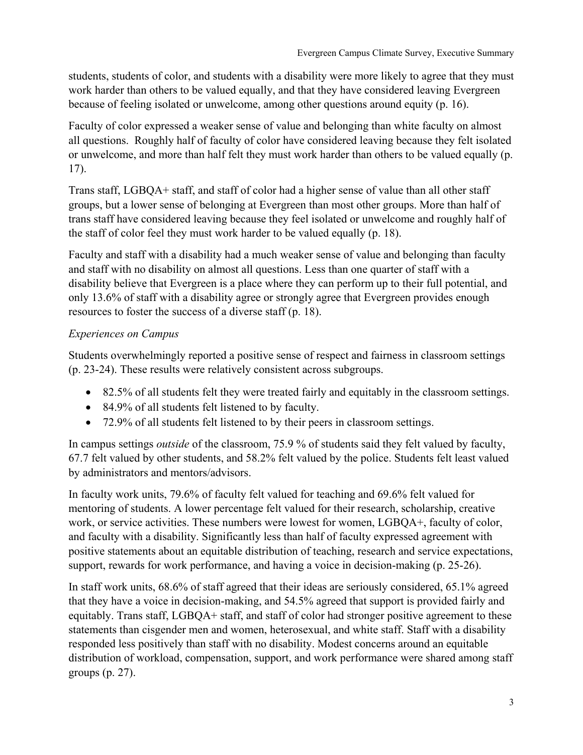students, students of color, and students with a disability were more likely to agree that they must work harder than others to be valued equally, and that they have considered leaving Evergreen because of feeling isolated or unwelcome, among other questions around equity (p. 16).

Faculty of color expressed a weaker sense of value and belonging than white faculty on almost all questions. Roughly half of faculty of color have considered leaving because they felt isolated or unwelcome, and more than half felt they must work harder than others to be valued equally (p. 17).

Trans staff, LGBQA+ staff, and staff of color had a higher sense of value than all other staff groups, but a lower sense of belonging at Evergreen than most other groups. More than half of trans staff have considered leaving because they feel isolated or unwelcome and roughly half of the staff of color feel they must work harder to be valued equally (p. 18).

Faculty and staff with a disability had a much weaker sense of value and belonging than faculty and staff with no disability on almost all questions. Less than one quarter of staff with a disability believe that Evergreen is a place where they can perform up to their full potential, and only 13.6% of staff with a disability agree or strongly agree that Evergreen provides enough resources to foster the success of a diverse staff (p. 18).

*Experiences on Campus*

Students overwhelmingly reported a positive sense of respect and fairness in classroom settings (p. 23-24). These results were relatively consistent across subgroups.

- 82.5% of all students felt they were treated fairly and equitably in the classroom settings.
- 84.9% of all students felt listened to by faculty.
- 72.9% of all students felt listened to by their peers in classroom settings.

In campus settings *outside* of the classroom, 75.9 % of students said they felt valued by faculty, 67.7 felt valued by other students, and 58.2% felt valued by the police. Students felt least valued by administrators and mentors/advisors.

In faculty work units, 79.6% of faculty felt valued for teaching and 69.6% felt valued for mentoring of students. A lower percentage felt valued for their research, scholarship, creative work, or service activities. These numbers were lowest for women, LGBQA+, faculty of color, and faculty with a disability. Significantly less than half of faculty expressed agreement with positive statements about an equitable distribution of teaching, research and service expectations, support, rewards for work performance, and having a voice in decision-making (p. 25-26).

In staff work units, 68.6% of staff agreed that their ideas are seriously considered, 65.1% agreed that they have a voice in decision-making, and 54.5% agreed that support is provided fairly and equitably. Trans staff, LGBQA+ staff, and staff of color had stronger positive agreement to these statements than cisgender men and women, heterosexual, and white staff. Staff with a disability responded less positively than staff with no disability. Modest concerns around an equitable distribution of workload, compensation, support, and work performance were shared among staff groups (p. 27).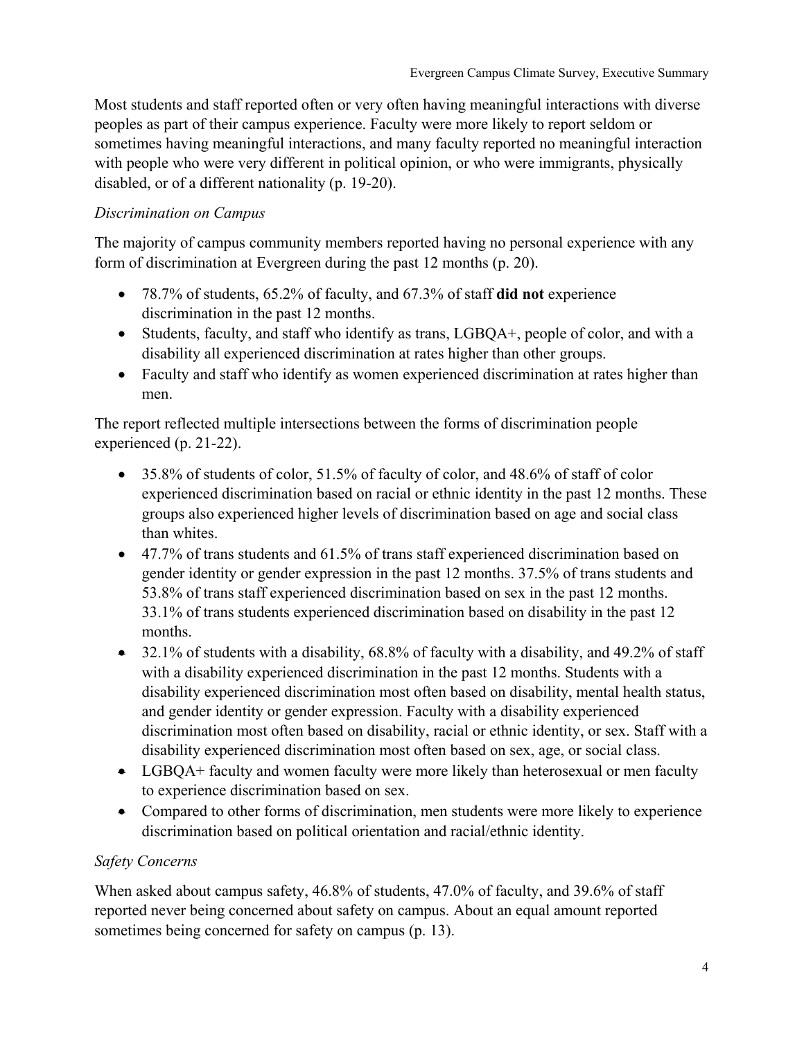Most students and staff reported often or very often having meaningful interactions with diverse peoples as part of their campus experience. Faculty were more likely to report seldom or sometimes having meaningful interactions, and many faculty reported no meaningful interaction with people who were very different in political opinion, or who were immigrants, physically disabled, or of a different nationality (p. 19-20).

*Discrimination on Campus*

The majority of campus community members reported having no personal experience with any form of discrimination at Evergreen during the past 12 months (p. 20).

- 78.7% of students, 65.2% of faculty, and 67.3% of staff **did not** experience discrimination in the past 12 months.
- Students, faculty, and staff who identify as trans, LGBQA+, people of color, and with a disability all experienced discrimination at rates higher than other groups.
- Faculty and staff who identify as women experienced discrimination at rates higher than men.

The report reflected multiple intersections between the forms of discrimination people experienced (p. 21-22).

- 35.8% of students of color, 51.5% of faculty of color, and 48.6% of staff of color experienced discrimination based on racial or ethnic identity in the past 12 months. These groups also experienced higher levels of discrimination based on age and social class than whites.
- 47.7% of trans students and 61.5% of trans staff experienced discrimination based on gender identity or gender expression in the past 12 months. 37.5% of trans students and 53.8% of trans staff experienced discrimination based on sex in the past 12 months. 33.1% of trans students experienced discrimination based on disability in the past 12 months.
- 32.1% of students with a disability, 68.8% of faculty with a disability, and 49.2% of staff with a disability experienced discrimination in the past 12 months. Students with a disability experienced discrimination most often based on disability, mental health status, and gender identity or gender expression. Faculty with a disability experienced discrimination most often based on disability, racial or ethnic identity, or sex. Staff with a disability experienced discrimination most often based on sex, age, or social class.
- LGBQA+ faculty and women faculty were more likely than heterosexual or men faculty to experience discrimination based on sex.
- Compared to other forms of discrimination, men students were more likely to experience discrimination based on political orientation and racial/ethnic identity.

*Safety Concerns*

When asked about campus safety, 46.8% of students, 47.0% of faculty, and 39.6% of staff reported never being concerned about safety on campus. About an equal amount reported sometimes being concerned for safety on campus (p. 13).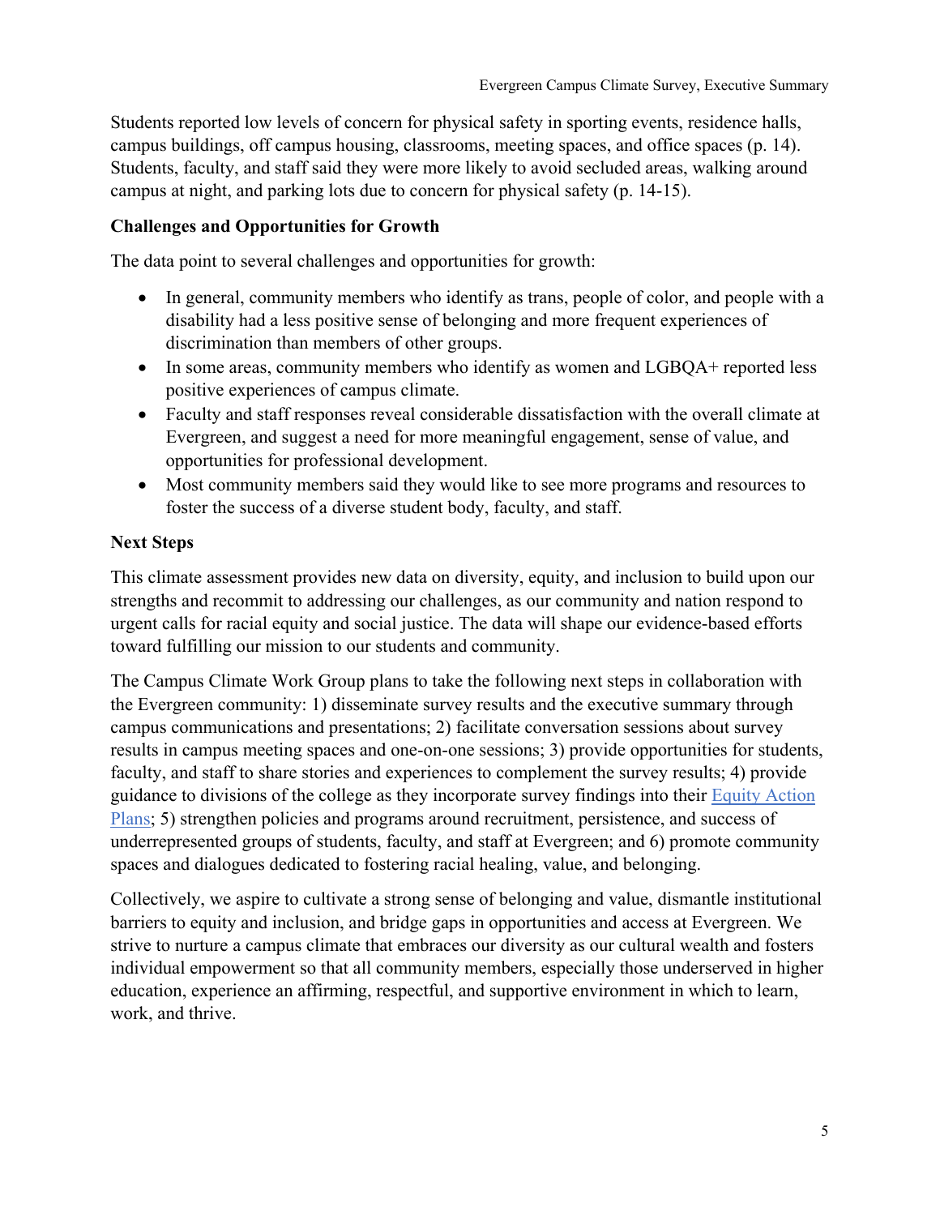Students reported low levels of concern for physical safety in sporting events, residence halls, campus buildings, off campus housing, classrooms, meeting spaces, and office spaces (p. 14). Students, faculty, and staff said they were more likely to avoid secluded areas, walking around campus at night, and parking lots due to concern for physical safety (p. 14-15).

**Challenges and Opportunities for Growth**

The data point to several challenges and opportunities for growth:

- In general, community members who identify as trans, people of color, and people with a disability had a less positive sense of belonging and more frequent experiences of discrimination than members of other groups.
- In some areas, community members who identify as women and LGBQA+ reported less positive experiences of campus climate.
- Faculty and staff responses reveal considerable dissatisfaction with the overall climate at Evergreen, and suggest a need for more meaningful engagement, sense of value, and opportunities for professional development.
- Most community members said they would like to see more programs and resources to foster the success of a diverse student body, faculty, and staff.

**Next Steps**

This climate assessment provides new data on diversity, equity, and inclusion to build upon our strengths and recommit to addressing our challenges, as our community and nation respond to urgent calls for racial equity and social justice. The data will shape our evidence-based efforts toward fulfilling our mission to our students and community.

The Campus Climate Work Group plans to take the following next steps in collaboration with the Evergreen community: 1) disseminate survey results and the executive summary through campus communications and presentations; 2) facilitate conversation sessions about survey results in campus meeting spaces and one-on-one sessions; 3) provide opportunities for students, faculty, and staff to share stories and experiences to complement the survey results; 4) provide guidance to divisions of the college as they incorporate survey findings into their Equity Action Plans; 5) strengthen policies and programs around recruitment, persistence, and success of underrepresented groups of students, faculty, and staff at Evergreen; and 6) promote community spaces and dialogues dedicated to fostering racial healing, value, and belonging.

Collectively, we aspire to cultivate a strong sense of belonging and value, dismantle institutional barriers to equity and inclusion, and bridge gaps in opportunities and access at Evergreen. We strive to nurture a campus climate that embraces our diversity as our cultural wealth and fosters individual empowerment so that all community members, especially those underserved in higher education, experience an affirming, respectful, and supportive environment in which to learn, work, and thrive.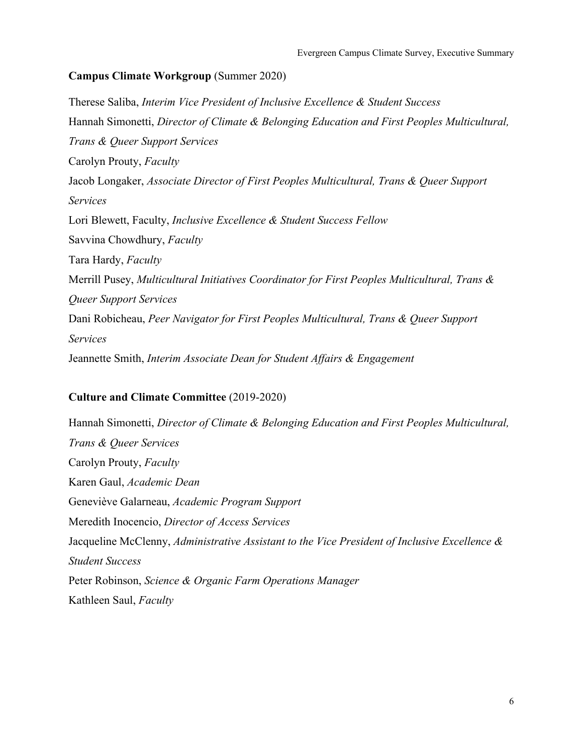**Campus Climate Workgroup** (Summer 2020)

Therese Saliba, *Interim Vice President of Inclusive Excellence & Student Success*
Hannah Simonetti, *Director of Climate & Belonging Education and First Peoples Multicultural, Trans & Queer Support Services*
Carolyn Prouty, *Faculty*
Jacob Longaker, *Associate Director of First Peoples Multicultural, Trans & Queer Support Services*
Lori Blewett, Faculty, *Inclusive Excellence & Student Success Fellow*
Savvina Chowdhury, *Faculty*
Tara Hardy, *Faculty*
Merrill Pusey, *Multicultural Initiatives Coordinator for First Peoples Multicultural, Trans & Queer Support Services*
Dani Robicheau, *Peer Navigator for First Peoples Multicultural, Trans & Queer Support Services*
Jeannette Smith, *Interim Associate Dean for Student Affairs & Engagement*

**Culture and Climate Committee** (2019-2020)

Hannah Simonetti, *Director of Climate & Belonging Education and First Peoples Multicultural, Trans & Queer Services*
Carolyn Prouty, *Faculty*
Karen Gaul, *Academic Dean*
Geneviève Galarneau, *Academic Program Support*
Meredith Inocencio, *Director of Access Services*
Jacqueline McClenny, *Administrative Assistant to the Vice President of Inclusive Excellence & Student Success*
Peter Robinson, *Science & Organic Farm Operations Manager*
Kathleen Saul, *Faculty*